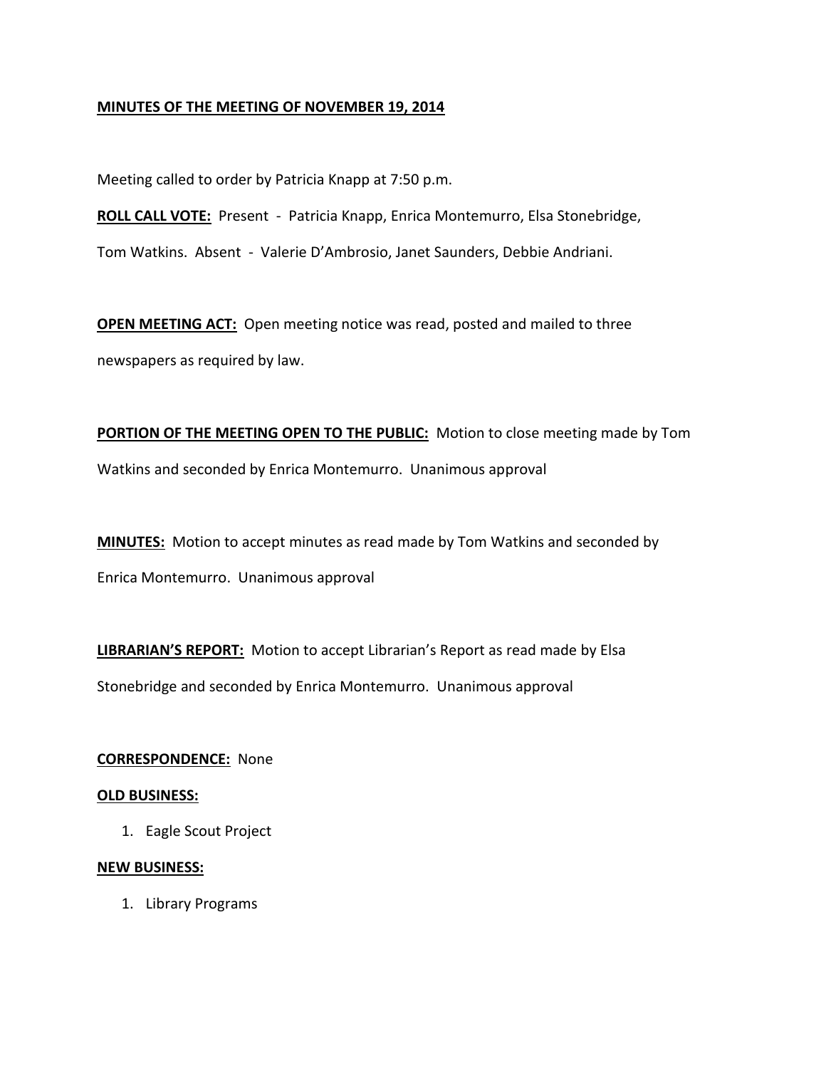**MINUTES OF THE MEETING OF NOVEMBER 19, 2014**

Meeting called to order by Patricia Knapp at 7:50 p.m.

**ROLL CALL VOTE:** Present - Patricia Knapp, Enrica Montemurro, Elsa Stonebridge, Tom Watkins. Absent - Valerie D'Ambrosio, Janet Saunders, Debbie Andriani.

**OPEN MEETING ACT:** Open meeting notice was read, posted and mailed to three newspapers as required by law.

**PORTION OF THE MEETING OPEN TO THE PUBLIC:** Motion to close meeting made by Tom Watkins and seconded by Enrica Montemurro. Unanimous approval

**MINUTES:** Motion to accept minutes as read made by Tom Watkins and seconded by Enrica Montemurro. Unanimous approval

**LIBRARIAN'S REPORT:** Motion to accept Librarian's Report as read made by Elsa Stonebridge and seconded by Enrica Montemurro. Unanimous approval

**CORRESPONDENCE:** None

**OLD BUSINESS:**

1. Eagle Scout Project

**NEW BUSINESS:**

1. Library Programs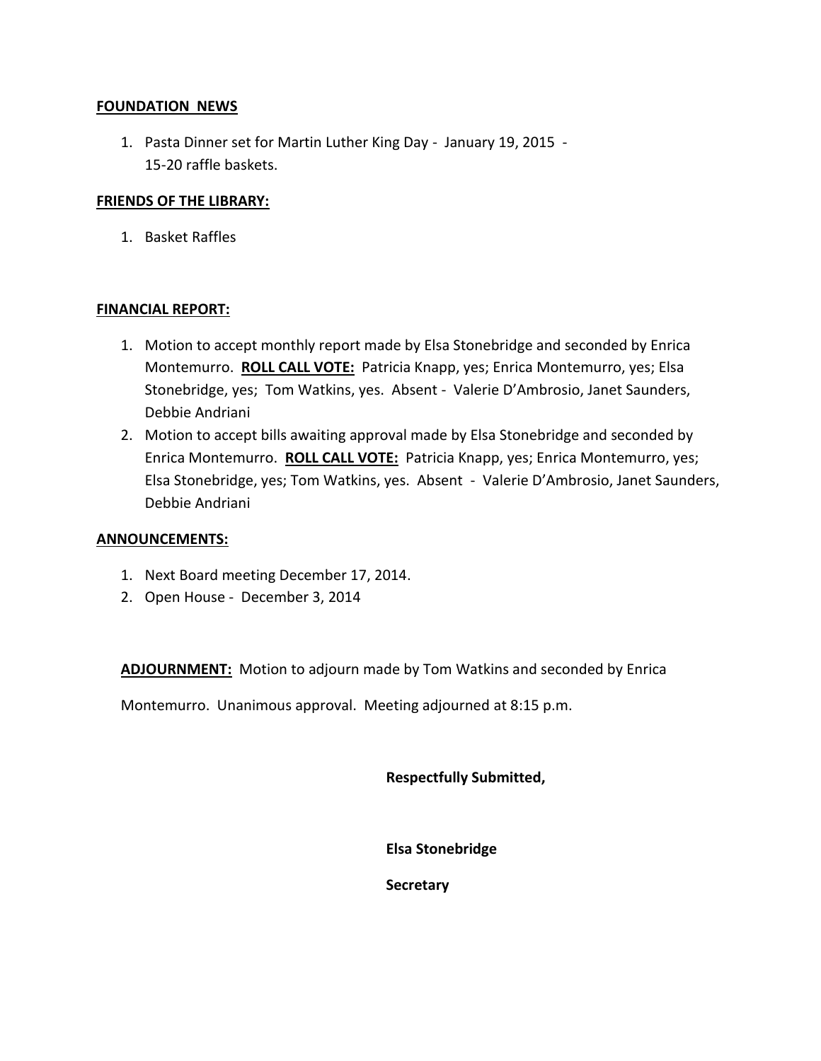**FOUNDATION NEWS**

1. Pasta Dinner set for Martin Luther King Day - January 19, 2015 - 15-20 raffle baskets.

**FRIENDS OF THE LIBRARY:**

1. Basket Raffles

**FINANCIAL REPORT:**

1. Motion to accept monthly report made by Elsa Stonebridge and seconded by Enrica Montemurro. **ROLL CALL VOTE:** Patricia Knapp, yes; Enrica Montemurro, yes; Elsa Stonebridge, yes; Tom Watkins, yes. Absent - Valerie D'Ambrosio, Janet Saunders, Debbie Andriani
2. Motion to accept bills awaiting approval made by Elsa Stonebridge and seconded by Enrica Montemurro. **ROLL CALL VOTE:** Patricia Knapp, yes; Enrica Montemurro, yes; Elsa Stonebridge, yes; Tom Watkins, yes. Absent - Valerie D'Ambrosio, Janet Saunders, Debbie Andriani

**ANNOUNCEMENTS:**

1. Next Board meeting December 17, 2014.
2. Open House - December 3, 2014

**ADJOURNMENT:** Motion to adjourn made by Tom Watkins and seconded by Enrica Montemurro. Unanimous approval. Meeting adjourned at 8:15 p.m.

**Respectfully Submitted,**

**Elsa Stonebridge**

**Secretary**